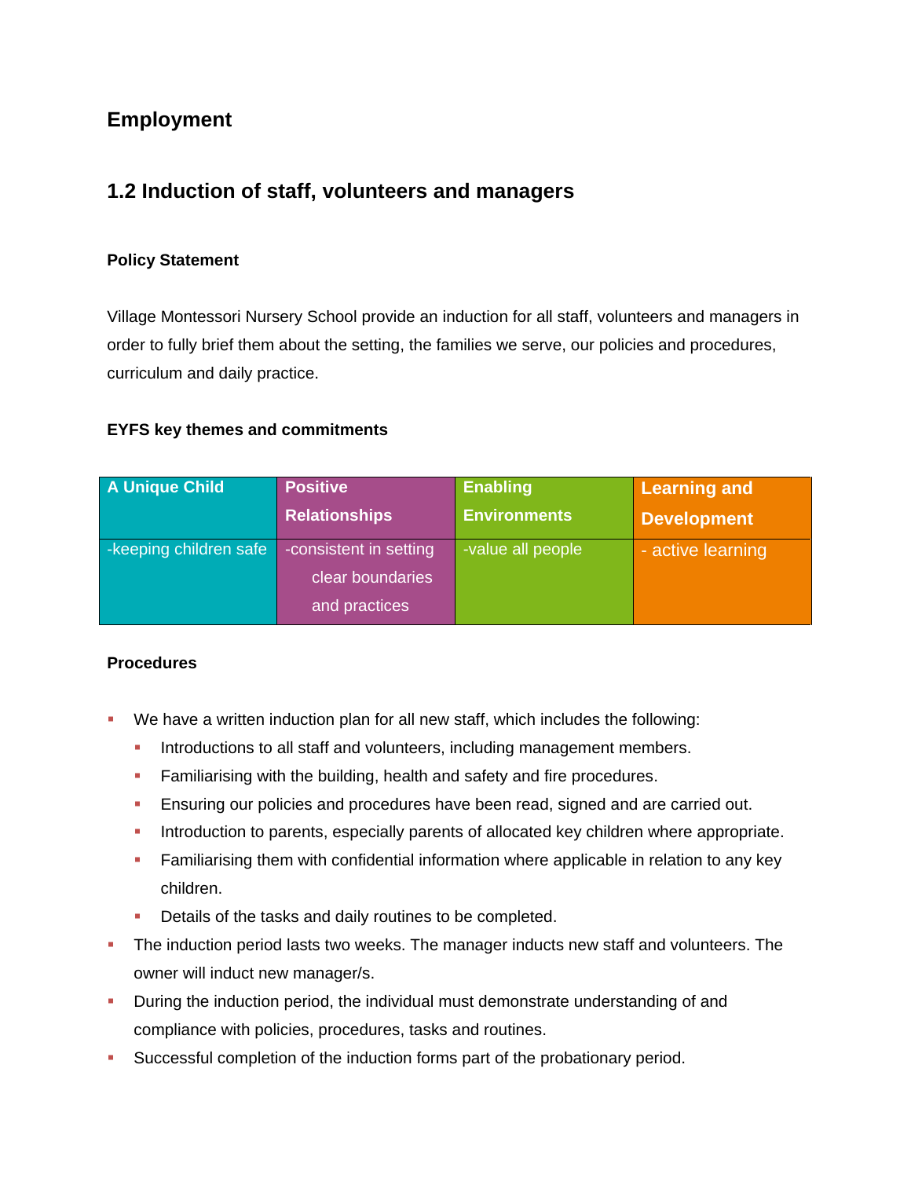# Employment

## 1.2 Induction of staff, volunteers and managers

### Policy Statement

Village Montessori Nursery School provide an induction for all staff, volunteers and managers in order to fully brief them about the setting, the families we serve, our policies and procedures, curriculum and daily practice.

### EYFS key themes and commitments

| A Unique Child | Positive Relationships | Enabling Environments | Learning and Development |
|---|---|---|---|
| -keeping children safe | -consistent in setting clear boundaries and practices | -value all people | - active learning |

### Procedures

- We have a written induction plan for all new staff, which includes the following:
  - Introductions to all staff and volunteers, including management members.
  - Familiarising with the building, health and safety and fire procedures.
  - Ensuring our policies and procedures have been read, signed and are carried out.
  - Introduction to parents, especially parents of allocated key children where appropriate.
  - Familiarising them with confidential information where applicable in relation to any key children.
  - Details of the tasks and daily routines to be completed.
- The induction period lasts two weeks. The manager inducts new staff and volunteers. The owner will induct new manager/s.
- During the induction period, the individual must demonstrate understanding of and compliance with policies, procedures, tasks and routines.
- Successful completion of the induction forms part of the probationary period.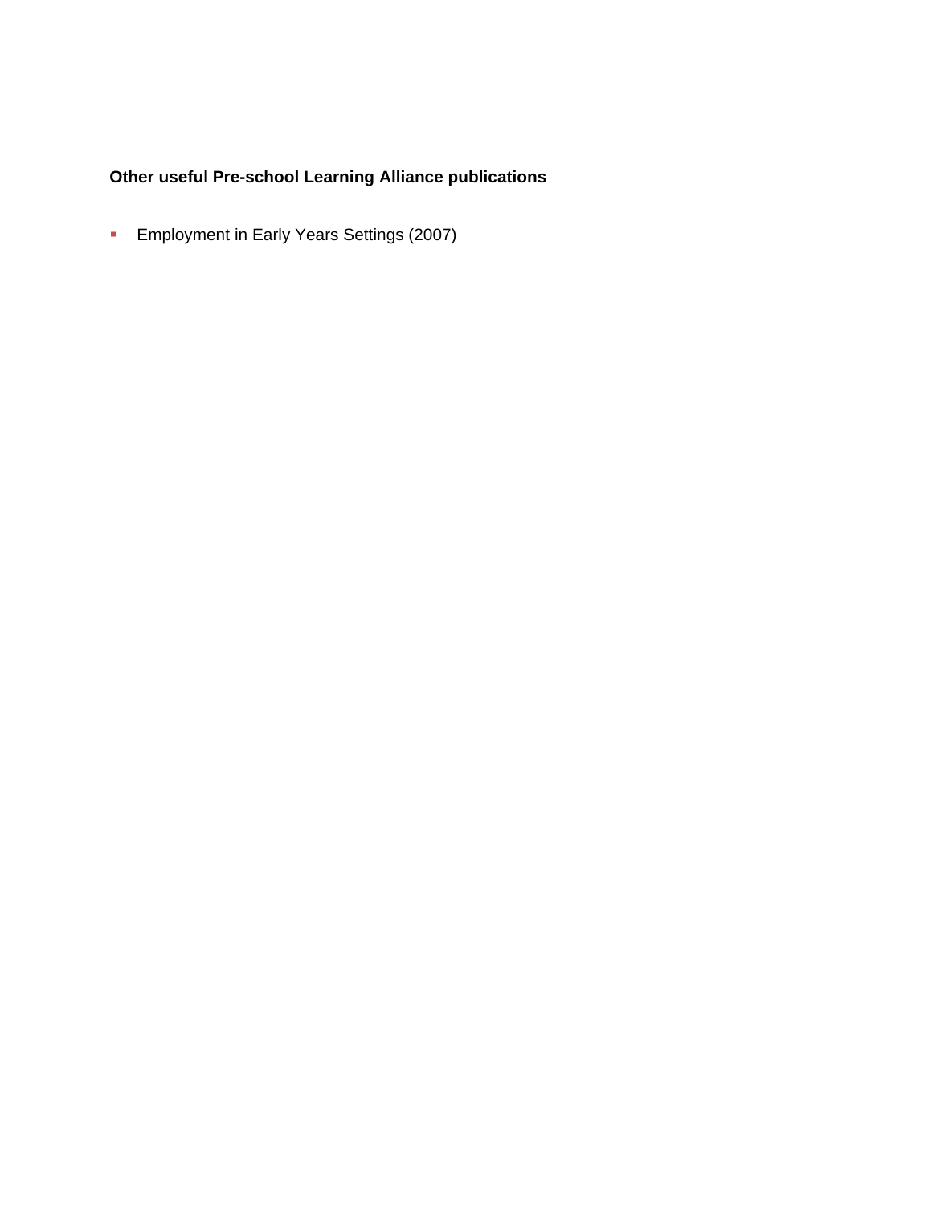**Other useful Pre-school Learning Alliance publications**

- Employment in Early Years Settings (2007)